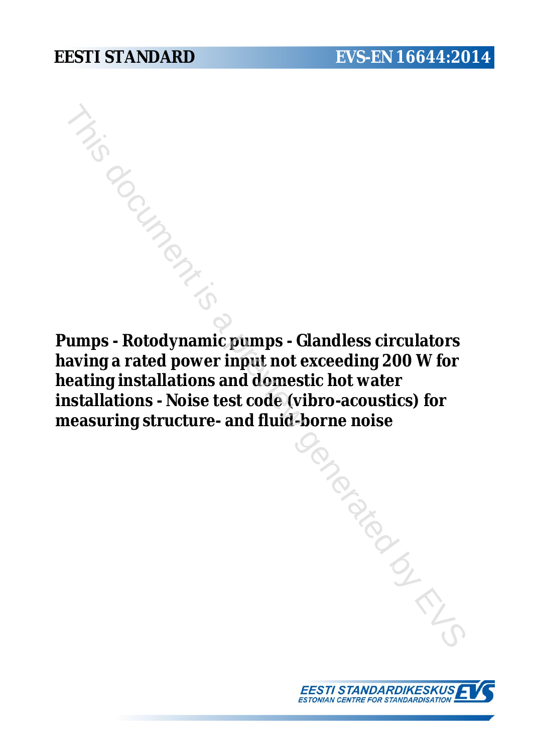EESTI STANDARD

EVS-EN 16644:2014

# Pumps - Rotodynamic pumps - Glandless circulators having a rated power input not exceeding 200 W for heating installations and domestic hot water installations - Noise test code (vibro-acoustics) for measuring structure- and fluid-borne noise

EESTI STANDARDIKESKUS
ESTONIAN CENTRE FOR STANDARDISATION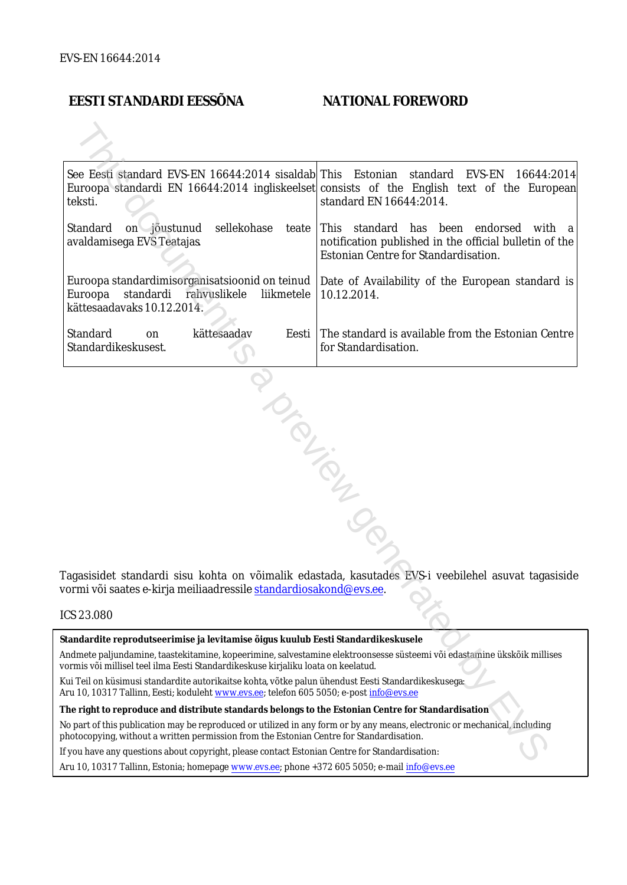EVS-EN 16644:2014

## EESTI STANDARDI EESSÕNA

## NATIONAL FOREWORD

| | |
|---|---|
| See Eesti standard EVS-EN 16644:2014 sisaldab Euroopa standardi EN 16644:2014 ingliskeelset teksti. | This Estonian standard EVS-EN 16644:2014 consists of the English text of the European standard EN 16644:2014. |
| Standard on jõustunud sellekohase teate avaldamisega EVS Teatajas. | This standard has been endorsed with a notification published in the official bulletin of the Estonian Centre for Standardisation. |
| Euroopa standardimisorganisatsioonid on teinud Euroopa standardi rahvuslikele liikmetele kättesaadavaks 10.12.2014. | Date of Availability of the European standard is 10.12.2014. |
| Standard on kättesaadav Eesti Standardikeskusest. | The standard is available from the Estonian Centre for Standardisation. |

Tagasisidet standardi sisu kohta on võimalik edastada, kasutades EVS-i veebilehel asuvat tagasiside vormi või saates e-kirja meiliaadressile standardiosakond@evs.ee.

ICS 23.080

**Standardite reprodutseerimise ja levitamise õigus kuulub Eesti Standardikeskusele**

Andmete paljundamine, taastekitamine, kopeerimine, salvestamine elektroonsesse süsteemi või edastamine ükskõik millises vormis või millisel teel ilma Eesti Standardikeskuse kirjaliku loata on keelatud.

Kui Teil on küsimusi standardite autorikaitse kohta, võtke palun ühendust Eesti Standardikeskusega:
Aru 10, 10317 Tallinn, Eesti; koduleht www.evs.ee; telefon 605 5050; e-post info@evs.ee

**The right to reproduce and distribute standards belongs to the Estonian Centre for Standardisation**

No part of this publication may be reproduced or utilized in any form or by any means, electronic or mechanical, including photocopying, without a written permission from the Estonian Centre for Standardisation.

If you have any questions about copyright, please contact Estonian Centre for Standardisation:

Aru 10, 10317 Tallinn, Estonia; homepage www.evs.ee; phone +372 605 5050; e-mail info@evs.ee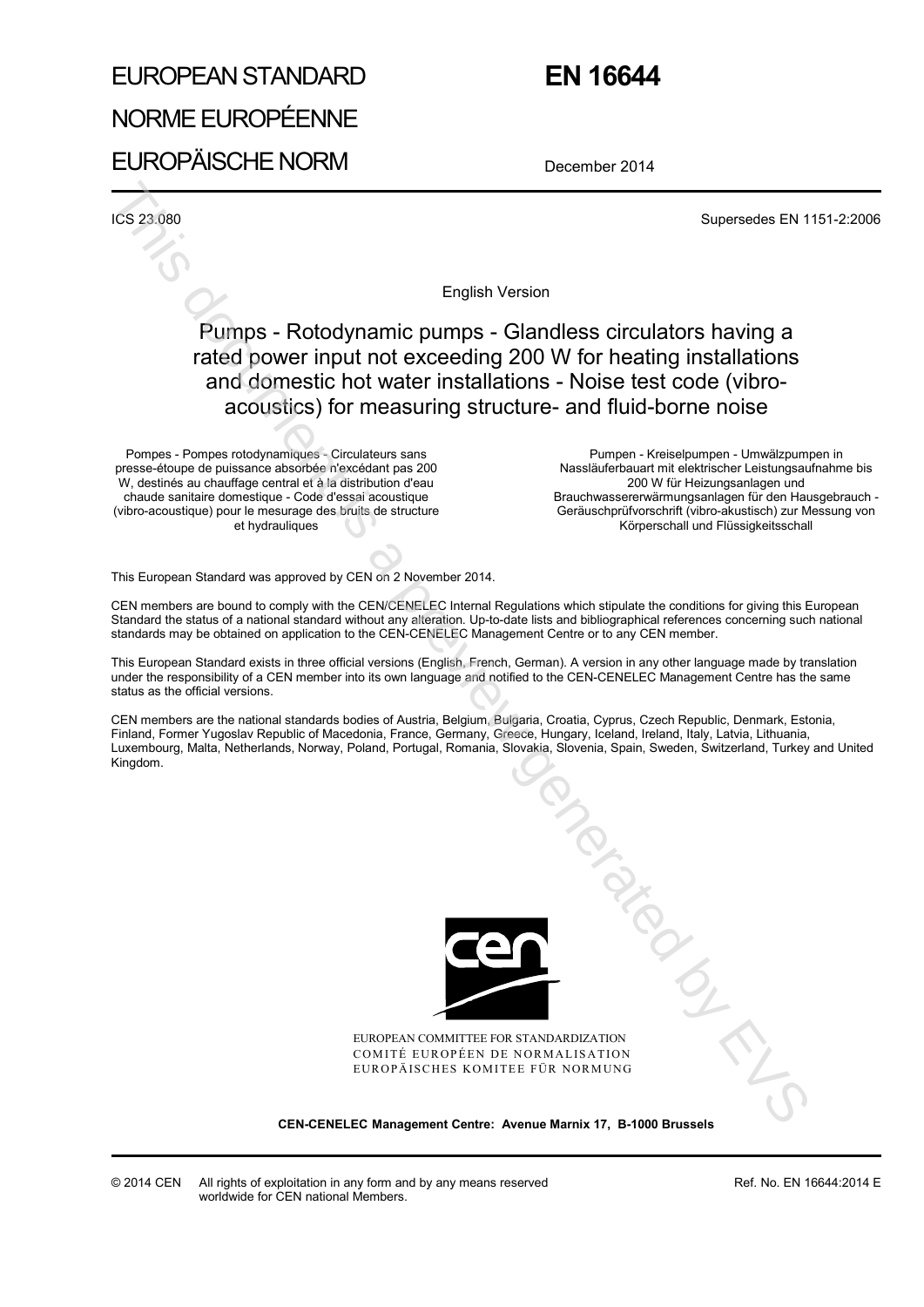# EUROPEAN STANDARD

# NORME EUROPÉENNE

# EUROPÄISCHE NORM

# EN 16644

December 2014

ICS 23.080

Supersedes EN 1151-2:2006

English Version

## Pumps - Rotodynamic pumps - Glandless circulators having a rated power input not exceeding 200 W for heating installations and domestic hot water installations - Noise test code (vibro-acoustics) for measuring structure- and fluid-borne noise

Pompes - Pompes rotodynamiques - Circulateurs sans presse-étoupe de puissance absorbée n'excédant pas 200 W, destinés au chauffage central et à la distribution d'eau chaude sanitaire domestique - Code d'essai acoustique (vibro-acoustique) pour le mesurage des bruits de structure et hydrauliques

Pumpen - Kreiselpumpen - Umwälzpumpen in Nassläuferbauart mit elektrischer Leistungsaufnahme bis 200 W für Heizungsanlagen und Brauchwassererwärmungsanlagen für den Hausgebrauch - Geräuschprüfvorschrift (vibro-akustisch) zur Messung von Körperschall und Flüssigkeitsschall

This European Standard was approved by CEN on 2 November 2014.

CEN members are bound to comply with the CEN/CENELEC Internal Regulations which stipulate the conditions for giving this European Standard the status of a national standard without any alteration. Up-to-date lists and bibliographical references concerning such national standards may be obtained on application to the CEN-CENELEC Management Centre or to any CEN member.

This European Standard exists in three official versions (English, French, German). A version in any other language made by translation under the responsibility of a CEN member into its own language and notified to the CEN-CENELEC Management Centre has the same status as the official versions.

CEN members are the national standards bodies of Austria, Belgium, Bulgaria, Croatia, Cyprus, Czech Republic, Denmark, Estonia, Finland, Former Yugoslav Republic of Macedonia, France, Germany, Greece, Hungary, Iceland, Ireland, Italy, Latvia, Lithuania, Luxembourg, Malta, Netherlands, Norway, Poland, Portugal, Romania, Slovakia, Slovenia, Spain, Sweden, Switzerland, Turkey and United Kingdom.

EUROPEAN COMMITTEE FOR STANDARDIZATION
COMITÉ EUROPÉEN DE NORMALISATION
EUROPÄISCHES KOMITEE FÜR NORMUNG

**CEN-CENELEC Management Centre: Avenue Marnix 17, B-1000 Brussels**

© 2014 CEN All rights of exploitation in any form and by any means reserved worldwide for CEN national Members.

Ref. No. EN 16644:2014 E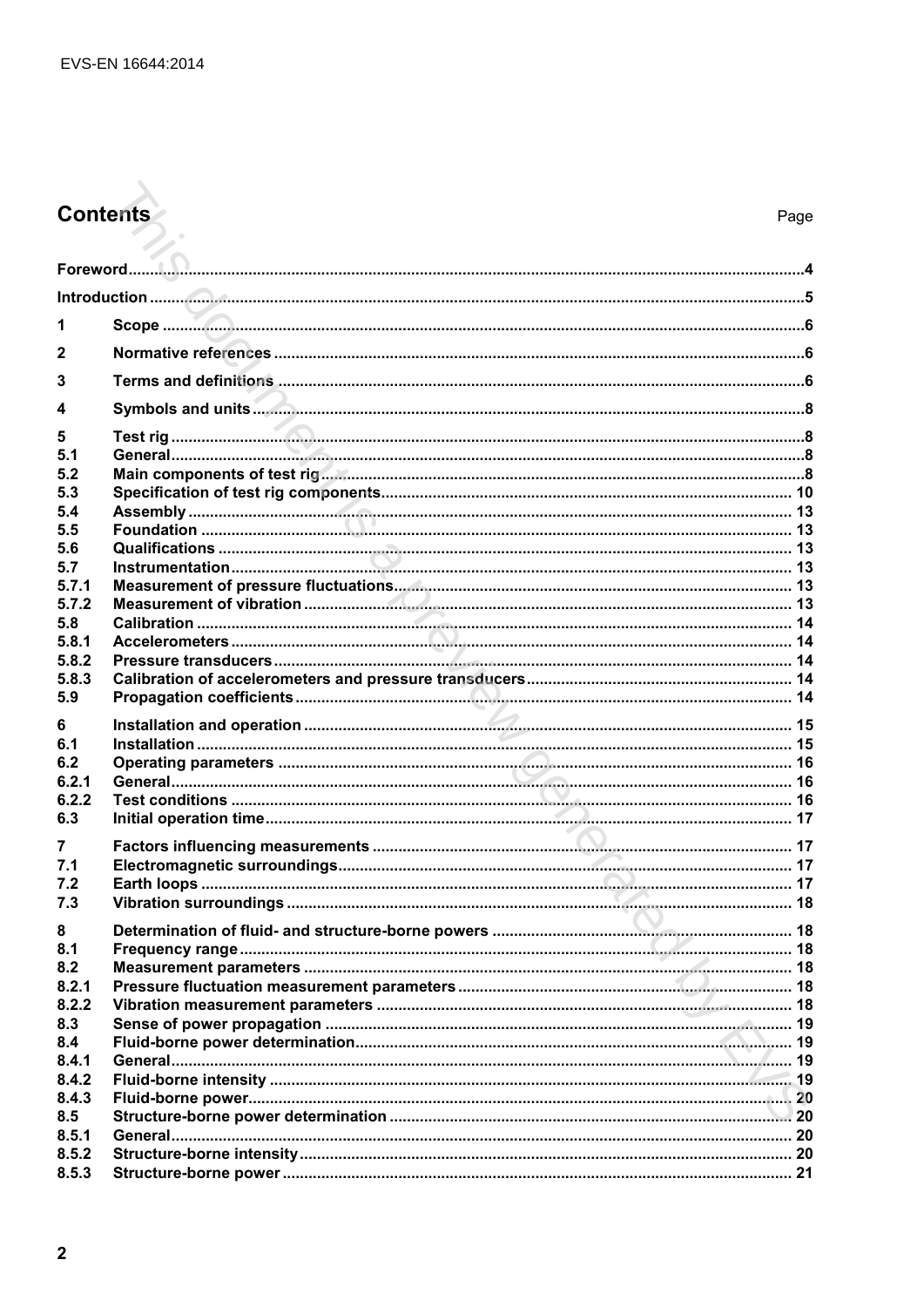# Contents

Page

| | | |
|---|---|---|
| Foreword | | 4 |
| Introduction | | 5 |
| 1 | Scope | 6 |
| 2 | Normative references | 6 |
| 3 | Terms and definitions | 6 |
| 4 | Symbols and units | 8 |
| 5 | Test rig | 8 |
| 5.1 | General | 8 |
| 5.2 | Main components of test rig | 8 |
| 5.3 | Specification of test rig components | 10 |
| 5.4 | Assembly | 13 |
| 5.5 | Foundation | 13 |
| 5.6 | Qualifications | 13 |
| 5.7 | Instrumentation | 13 |
| 5.7.1 | Measurement of pressure fluctuations | 13 |
| 5.7.2 | Measurement of vibration | 13 |
| 5.8 | Calibration | 14 |
| 5.8.1 | Accelerometers | 14 |
| 5.8.2 | Pressure transducers | 14 |
| 5.8.3 | Calibration of accelerometers and pressure transducers | 14 |
| 5.9 | Propagation coefficients | 14 |
| 6 | Installation and operation | 15 |
| 6.1 | Installation | 15 |
| 6.2 | Operating parameters | 16 |
| 6.2.1 | General | 16 |
| 6.2.2 | Test conditions | 16 |
| 6.3 | Initial operation time | 17 |
| 7 | Factors influencing measurements | 17 |
| 7.1 | Electromagnetic surroundings | 17 |
| 7.2 | Earth loops | 17 |
| 7.3 | Vibration surroundings | 18 |
| 8 | Determination of fluid- and structure-borne powers | 18 |
| 8.1 | Frequency range | 18 |
| 8.2 | Measurement parameters | 18 |
| 8.2.1 | Pressure fluctuation measurement parameters | 18 |
| 8.2.2 | Vibration measurement parameters | 18 |
| 8.3 | Sense of power propagation | 19 |
| 8.4 | Fluid-borne power determination | 19 |
| 8.4.1 | General | 19 |
| 8.4.2 | Fluid-borne intensity | 19 |
| 8.4.3 | Fluid-borne power | 20 |
| 8.5 | Structure-borne power determination | 20 |
| 8.5.1 | General | 20 |
| 8.5.2 | Structure-borne intensity | 20 |
| 8.5.3 | Structure-borne power | 21 |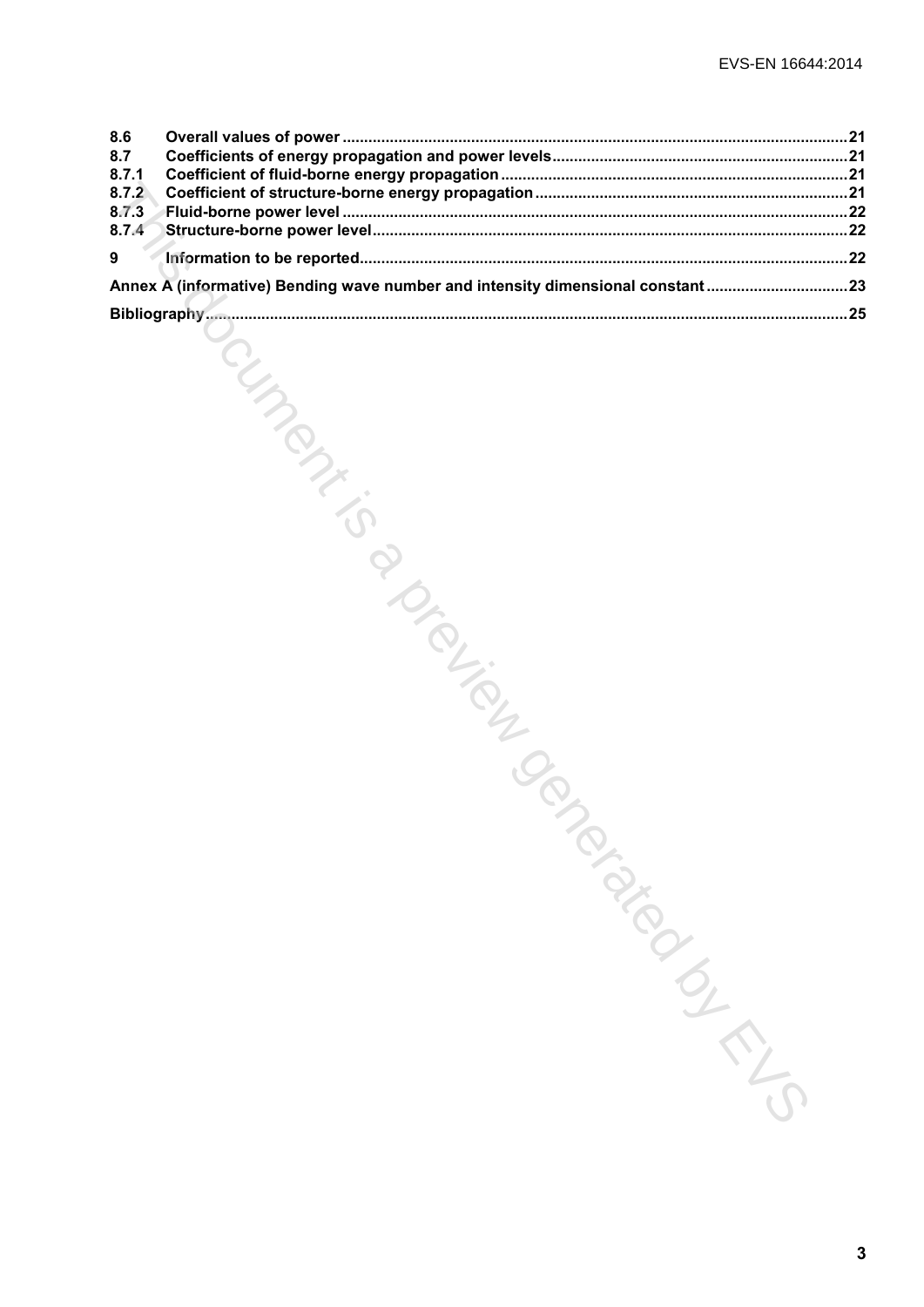| | | |
|---|---|---|
| 8.6 | Overall values of power | 21 |
| 8.7 | Coefficients of energy propagation and power levels | 21 |
| 8.7.1 | Coefficient of fluid-borne energy propagation | 21 |
| 8.7.2 | Coefficient of structure-borne energy propagation | 21 |
| 8.7.3 | Fluid-borne power level | 22 |
| 8.7.4 | Structure-borne power level | 22 |
| 9 | Information to be reported | 22 |
| Annex A (informative) Bending wave number and intensity dimensional constant | | 23 |
| Bibliography | | 25 |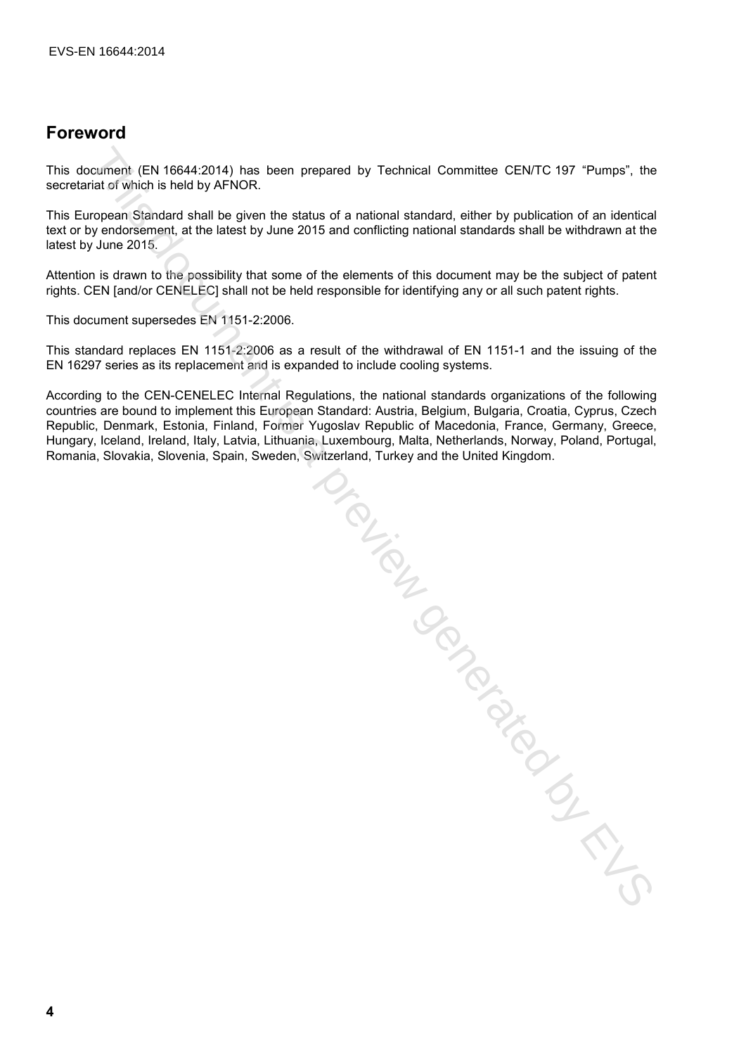## Foreword

This document (EN 16644:2014) has been prepared by Technical Committee CEN/TC 197 “Pumps”, the secretariat of which is held by AFNOR.

This European Standard shall be given the status of a national standard, either by publication of an identical text or by endorsement, at the latest by June 2015 and conflicting national standards shall be withdrawn at the latest by June 2015.

Attention is drawn to the possibility that some of the elements of this document may be the subject of patent rights. CEN [and/or CENELEC] shall not be held responsible for identifying any or all such patent rights.

This document supersedes EN 1151-2:2006.

This standard replaces EN 1151-2:2006 as a result of the withdrawal of EN 1151-1 and the issuing of the EN 16297 series as its replacement and is expanded to include cooling systems.

According to the CEN-CENELEC Internal Regulations, the national standards organizations of the following countries are bound to implement this European Standard: Austria, Belgium, Bulgaria, Croatia, Cyprus, Czech Republic, Denmark, Estonia, Finland, Former Yugoslav Republic of Macedonia, France, Germany, Greece, Hungary, Iceland, Ireland, Italy, Latvia, Lithuania, Luxembourg, Malta, Netherlands, Norway, Poland, Portugal, Romania, Slovakia, Slovenia, Spain, Sweden, Switzerland, Turkey and the United Kingdom.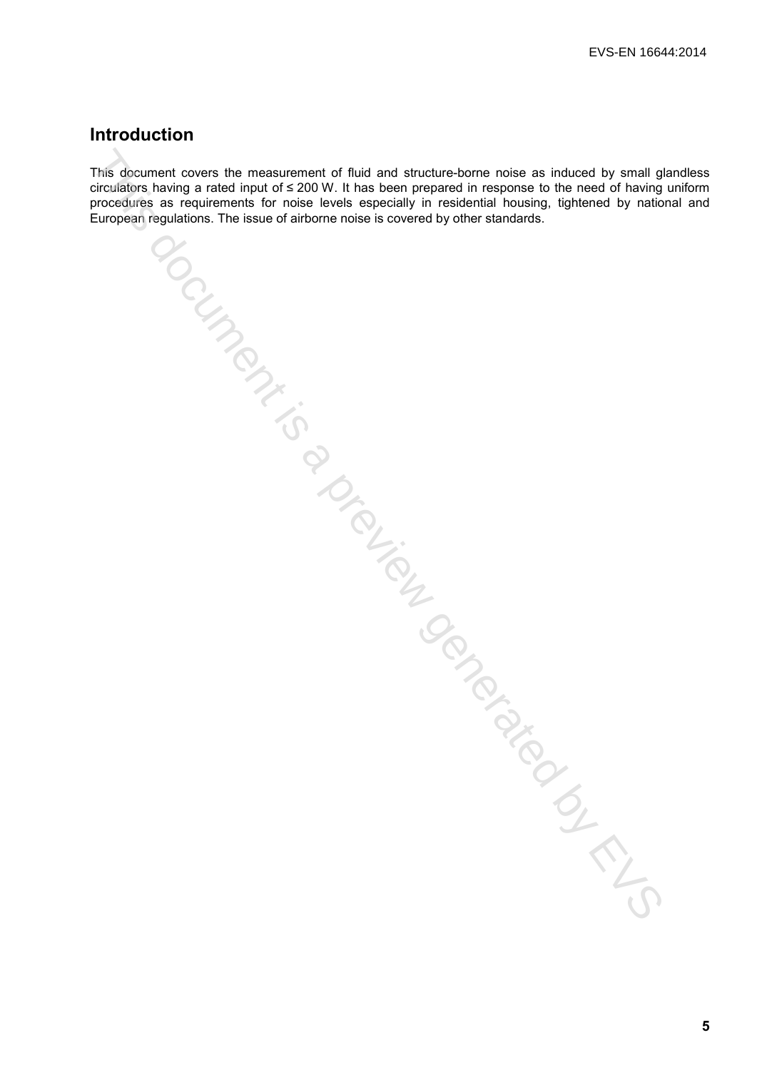## Introduction

This document covers the measurement of fluid and structure-borne noise as induced by small glandless circulators having a rated input of ≤ 200 W. It has been prepared in response to the need of having uniform procedures as requirements for noise levels especially in residential housing, tightened by national and European regulations. The issue of airborne noise is covered by other standards.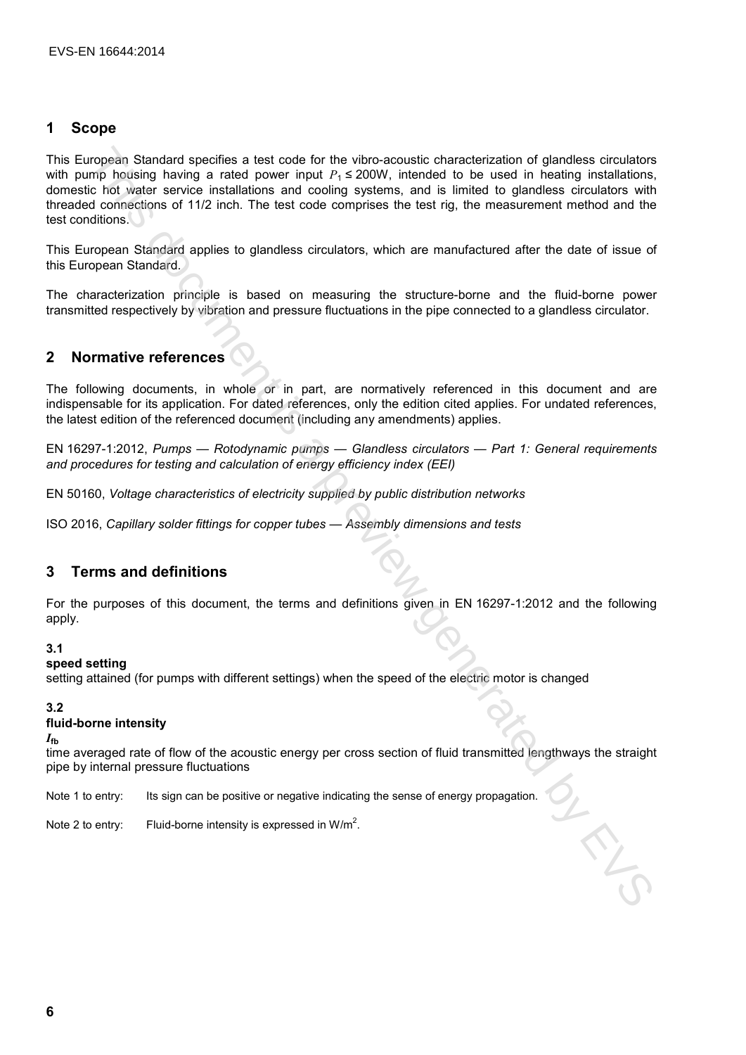## 1 Scope

This European Standard specifies a test code for the vibro-acoustic characterization of glandless circulators with pump housing having a rated power input $P_1 \leq 200W$, intended to be used in heating installations, domestic hot water service installations and cooling systems, and is limited to glandless circulators with threaded connections of 11/2 inch. The test code comprises the test rig, the measurement method and the test conditions.

This European Standard applies to glandless circulators, which are manufactured after the date of issue of this European Standard.

The characterization principle is based on measuring the structure-borne and the fluid-borne power transmitted respectively by vibration and pressure fluctuations in the pipe connected to a glandless circulator.

## 2 Normative references

The following documents, in whole or in part, are normatively referenced in this document and are indispensable for its application. For dated references, only the edition cited applies. For undated references, the latest edition of the referenced document (including any amendments) applies.

EN 16297-1:2012, *Pumps — Rotodynamic pumps — Glandless circulators — Part 1: General requirements and procedures for testing and calculation of energy efficiency index (EEI)*

EN 50160, *Voltage characteristics of electricity supplied by public distribution networks*

ISO 2016, *Capillary solder fittings for copper tubes — Assembly dimensions and tests*

## 3 Terms and definitions

For the purposes of this document, the terms and definitions given in EN 16297-1:2012 and the following apply.

**3.1**

**speed setting**

setting attained (for pumps with different settings) when the speed of the electric motor is changed

**3.2**

**fluid-borne intensity**

$I_{fb}$

time averaged rate of flow of the acoustic energy per cross section of fluid transmitted lengthways the straight pipe by internal pressure fluctuations

Note 1 to entry: Its sign can be positive or negative indicating the sense of energy propagation.

Note 2 to entry: Fluid-borne intensity is expressed in $W/m^2$.